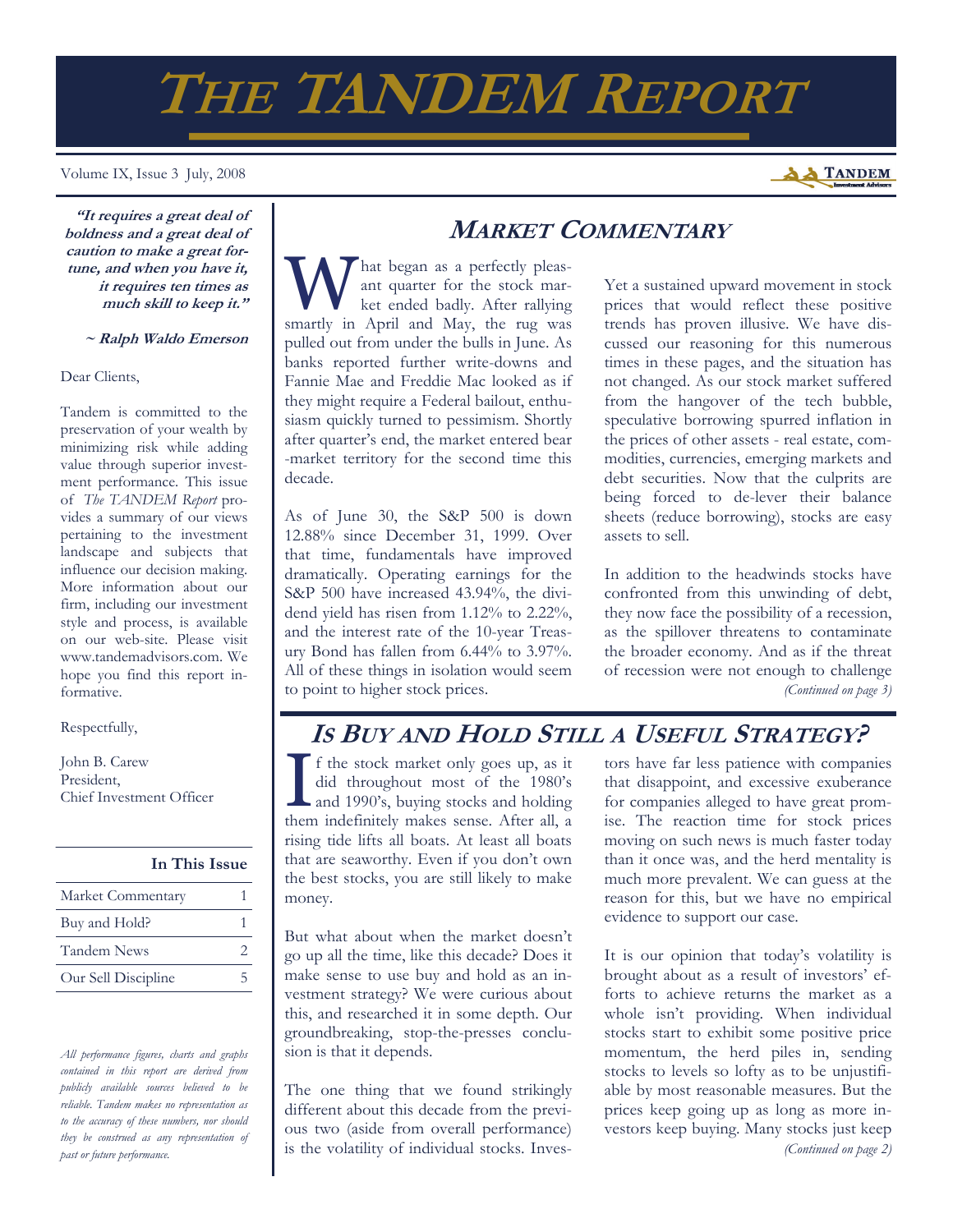# THE TANDEM REPORT

Volume IX, Issue 3 July, 2008

***"It requires a great deal of boldness and a great deal of caution to make a great fortune, and when you have it, it requires ten times as much skill to keep it."***

***~ Ralph Waldo Emerson***

Dear Clients,

Tandem is committed to the preservation of your wealth by minimizing risk while adding value through superior investment performance. This issue of *The TANDEM Report* provides a summary of our views pertaining to the investment landscape and subjects that influence our decision making. More information about our firm, including our investment style and process, is available on our web-site. Please visit www.tandemadvisors.com. We hope you find this report informative.

Respectfully,

John B. Carew
President,
Chief Investment Officer

| In This Issue | |
|---|---|
| Market Commentary | 1 |
| Buy and Hold? | 1 |
| Tandem News | 2 |
| Our Sell Discipline | 5 |

*All performance figures, charts and graphs contained in this report are derived from publicly available sources believed to be reliable. Tandem makes no representation as to the accuracy of these numbers, nor should they be construed as any representation of past or future performance.*

## MARKET COMMENTARY

What began as a perfectly pleasant quarter for the stock market ended badly. After rallying smartly in April and May, the rug was pulled out from under the bulls in June. As banks reported further write-downs and Fannie Mae and Freddie Mac looked as if they might require a Federal bailout, enthusiasm quickly turned to pessimism. Shortly after quarter's end, the market entered bear-market territory for the second time this decade.

As of June 30, the S&P 500 is down 12.88% since December 31, 1999. Over that time, fundamentals have improved dramatically. Operating earnings for the S&P 500 have increased 43.94%, the dividend yield has risen from 1.12% to 2.22%, and the interest rate of the 10-year Treasury Bond has fallen from 6.44% to 3.97%. All of these things in isolation would seem to point to higher stock prices.

Yet a sustained upward movement in stock prices that would reflect these positive trends has proven illusive. We have discussed our reasoning for this numerous times in these pages, and the situation has not changed. As our stock market suffered from the hangover of the tech bubble, speculative borrowing spurred inflation in the prices of other assets - real estate, commodities, currencies, emerging markets and debt securities. Now that the culprits are being forced to de-lever their balance sheets (reduce borrowing), stocks are easy assets to sell.

In addition to the headwinds stocks have confronted from this unwinding of debt, they now face the possibility of a recession, as the spillover threatens to contaminate the broader economy. And as if the threat of recession were not enough to challenge

*(Continued on page 3)*

## IS BUY AND HOLD STILL A USEFUL STRATEGY?

If the stock market only goes up, as it did throughout most of the 1980's and 1990's, buying stocks and holding them indefinitely makes sense. After all, a rising tide lifts all boats. At least all boats that are seaworthy. Even if you don't own the best stocks, you are still likely to make money.

But what about when the market doesn't go up all the time, like this decade? Does it make sense to use buy and hold as an investment strategy? We were curious about this, and researched it in some depth. Our groundbreaking, stop-the-presses conclusion is that it depends.

The one thing that we found strikingly different about this decade from the previous two (aside from overall performance) is the volatility of individual stocks. Investors have far less patience with companies that disappoint, and excessive exuberance for companies alleged to have great promise. The reaction time for stock prices moving on such news is much faster today than it once was, and the herd mentality is much more prevalent. We can guess at the reason for this, but we have no empirical evidence to support our case.

It is our opinion that today's volatility is brought about as a result of investors' efforts to achieve returns the market as a whole isn't providing. When individual stocks start to exhibit some positive price momentum, the herd piles in, sending stocks to levels so lofty as to be unjustifiable by most reasonable measures. But the prices keep going up as long as more investors keep buying. Many stocks just keep

*(Continued on page 2)*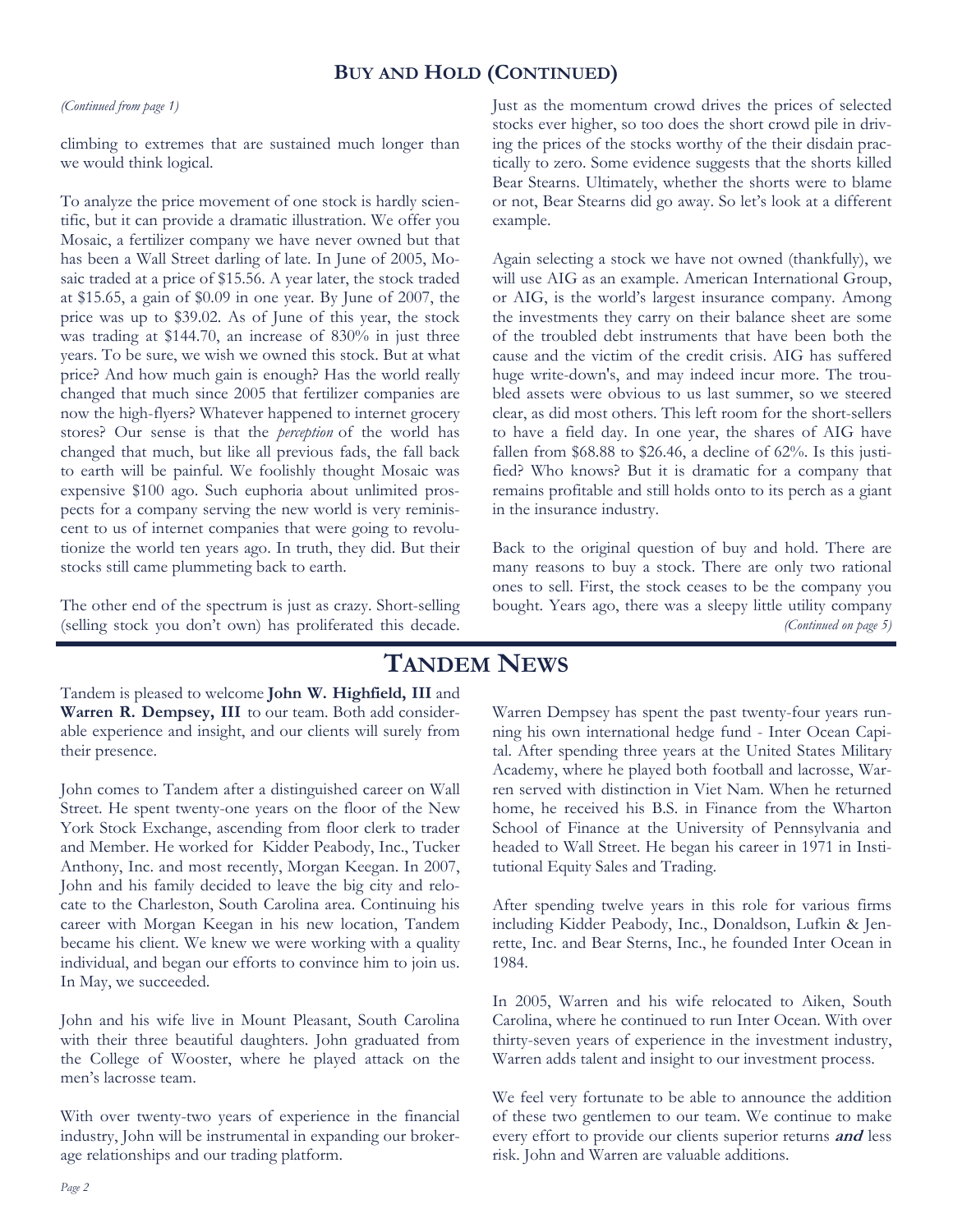## Buy and Hold (Continued)

*(Continued from page 1)*

climbing to extremes that are sustained much longer than we would think logical.

To analyze the price movement of one stock is hardly scientific, but it can provide a dramatic illustration. We offer you Mosaic, a fertilizer company we have never owned but that has been a Wall Street darling of late. In June of 2005, Mosaic traded at a price of $15.56. A year later, the stock traded at $15.65, a gain of $0.09 in one year. By June of 2007, the price was up to $39.02. As of June of this year, the stock was trading at $144.70, an increase of 830% in just three years. To be sure, we wish we owned this stock. But at what price? And how much gain is enough? Has the world really changed that much since 2005 that fertilizer companies are now the high-flyers? Whatever happened to internet grocery stores? Our sense is that the *perception* of the world has changed that much, but like all previous fads, the fall back to earth will be painful. We foolishly thought Mosaic was expensive $100 ago. Such euphoria about unlimited prospects for a company serving the new world is very reminiscent to us of internet companies that were going to revolutionize the world ten years ago. In truth, they did. But their stocks still came plummeting back to earth.

The other end of the spectrum is just as crazy. Short-selling (selling stock you don't own) has proliferated this decade. Just as the momentum crowd drives the prices of selected stocks ever higher, so too does the short crowd pile in driving the prices of the stocks worthy of the their disdain practically to zero. Some evidence suggests that the shorts killed Bear Stearns. Ultimately, whether the shorts were to blame or not, Bear Stearns did go away. So let's look at a different example.

Again selecting a stock we have not owned (thankfully), we will use AIG as an example. American International Group, or AIG, is the world's largest insurance company. Among the investments they carry on their balance sheet are some of the troubled debt instruments that have been both the cause and the victim of the credit crisis. AIG has suffered huge write-down's, and may indeed incur more. The troubled assets were obvious to us last summer, so we steered clear, as did most others. This left room for the short-sellers to have a field day. In one year, the shares of AIG have fallen from $68.88 to $26.46, a decline of 62%. Is this justified? Who knows? But it is dramatic for a company that remains profitable and still holds onto to its perch as a giant in the insurance industry.

Back to the original question of buy and hold. There are many reasons to buy a stock. There are only two rational ones to sell. First, the stock ceases to be the company you bought. Years ago, there was a sleepy little utility company

*(Continued on page 5)*

# Tandem News

Tandem is pleased to welcome **John W. Highfield, III** and **Warren R. Dempsey, III** to our team. Both add considerable experience and insight, and our clients will surely from their presence.

John comes to Tandem after a distinguished career on Wall Street. He spent twenty-one years on the floor of the New York Stock Exchange, ascending from floor clerk to trader and Member. He worked for Kidder Peabody, Inc., Tucker Anthony, Inc. and most recently, Morgan Keegan. In 2007, John and his family decided to leave the big city and relocate to the Charleston, South Carolina area. Continuing his career with Morgan Keegan in his new location, Tandem became his client. We knew we were working with a quality individual, and began our efforts to convince him to join us. In May, we succeeded.

John and his wife live in Mount Pleasant, South Carolina with their three beautiful daughters. John graduated from the College of Wooster, where he played attack on the men's lacrosse team.

With over twenty-two years of experience in the financial industry, John will be instrumental in expanding our brokerage relationships and our trading platform.

Warren Dempsey has spent the past twenty-four years running his own international hedge fund - Inter Ocean Capital. After spending three years at the United States Military Academy, where he played both football and lacrosse, Warren served with distinction in Viet Nam. When he returned home, he received his B.S. in Finance from the Wharton School of Finance at the University of Pennsylvania and headed to Wall Street. He began his career in 1971 in Institutional Equity Sales and Trading.

After spending twelve years in this role for various firms including Kidder Peabody, Inc., Donaldson, Lufkin & Jenrette, Inc. and Bear Sterns, Inc., he founded Inter Ocean in 1984.

In 2005, Warren and his wife relocated to Aiken, South Carolina, where he continued to run Inter Ocean. With over thirty-seven years of experience in the investment industry, Warren adds talent and insight to our investment process.

We feel very fortunate to be able to announce the addition of these two gentlemen to our team. We continue to make every effort to provide our clients superior returns ***and*** less risk. John and Warren are valuable additions.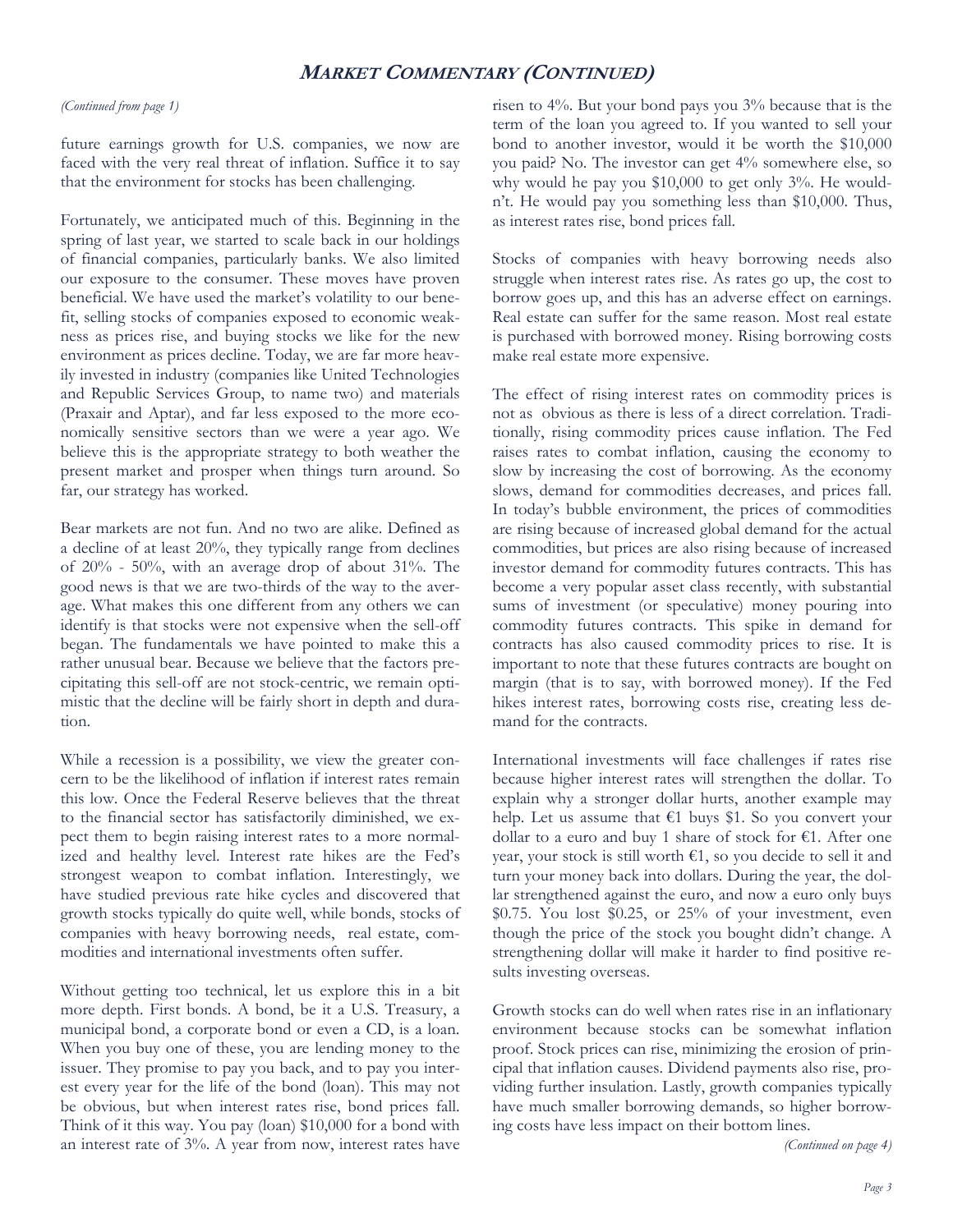## MARKET COMMENTARY (CONTINUED)

*(Continued from page 1)*

future earnings growth for U.S. companies, we now are faced with the very real threat of inflation. Suffice it to say that the environment for stocks has been challenging.

Fortunately, we anticipated much of this. Beginning in the spring of last year, we started to scale back in our holdings of financial companies, particularly banks. We also limited our exposure to the consumer. These moves have proven beneficial. We have used the market's volatility to our benefit, selling stocks of companies exposed to economic weakness as prices rise, and buying stocks we like for the new environment as prices decline. Today, we are far more heavily invested in industry (companies like United Technologies and Republic Services Group, to name two) and materials (Praxair and Aptar), and far less exposed to the more economically sensitive sectors than we were a year ago. We believe this is the appropriate strategy to both weather the present market and prosper when things turn around. So far, our strategy has worked.

Bear markets are not fun. And no two are alike. Defined as a decline of at least 20%, they typically range from declines of 20% - 50%, with an average drop of about 31%. The good news is that we are two-thirds of the way to the average. What makes this one different from any others we can identify is that stocks were not expensive when the sell-off began. The fundamentals we have pointed to make this a rather unusual bear. Because we believe that the factors precipitating this sell-off are not stock-centric, we remain optimistic that the decline will be fairly short in depth and duration.

While a recession is a possibility, we view the greater concern to be the likelihood of inflation if interest rates remain this low. Once the Federal Reserve believes that the threat to the financial sector has satisfactorily diminished, we expect them to begin raising interest rates to a more normalized and healthy level. Interest rate hikes are the Fed's strongest weapon to combat inflation. Interestingly, we have studied previous rate hike cycles and discovered that growth stocks typically do quite well, while bonds, stocks of companies with heavy borrowing needs, real estate, commodities and international investments often suffer.

Without getting too technical, let us explore this in a bit more depth. First bonds. A bond, be it a U.S. Treasury, a municipal bond, a corporate bond or even a CD, is a loan. When you buy one of these, you are lending money to the issuer. They promise to pay you back, and to pay you interest every year for the life of the bond (loan). This may not be obvious, but when interest rates rise, bond prices fall. Think of it this way. You pay (loan) $10,000 for a bond with an interest rate of 3%. A year from now, interest rates have risen to 4%. But your bond pays you 3% because that is the term of the loan you agreed to. If you wanted to sell your bond to another investor, would it be worth the $10,000 you paid? No. The investor can get 4% somewhere else, so why would he pay you $10,000 to get only 3%. He wouldn't. He would pay you something less than $10,000. Thus, as interest rates rise, bond prices fall.

Stocks of companies with heavy borrowing needs also struggle when interest rates rise. As rates go up, the cost to borrow goes up, and this has an adverse effect on earnings. Real estate can suffer for the same reason. Most real estate is purchased with borrowed money. Rising borrowing costs make real estate more expensive.

The effect of rising interest rates on commodity prices is not as obvious as there is less of a direct correlation. Traditionally, rising commodity prices cause inflation. The Fed raises rates to combat inflation, causing the economy to slow by increasing the cost of borrowing. As the economy slows, demand for commodities decreases, and prices fall. In today's bubble environment, the prices of commodities are rising because of increased global demand for the actual commodities, but prices are also rising because of increased investor demand for commodity futures contracts. This has become a very popular asset class recently, with substantial sums of investment (or speculative) money pouring into commodity futures contracts. This spike in demand for contracts has also caused commodity prices to rise. It is important to note that these futures contracts are bought on margin (that is to say, with borrowed money). If the Fed hikes interest rates, borrowing costs rise, creating less demand for the contracts.

International investments will face challenges if rates rise because higher interest rates will strengthen the dollar. To explain why a stronger dollar hurts, another example may help. Let us assume that €1 buys $1. So you convert your dollar to a euro and buy 1 share of stock for €1. After one year, your stock is still worth €1, so you decide to sell it and turn your money back into dollars. During the year, the dollar strengthened against the euro, and now a euro only buys $0.75. You lost $0.25, or 25% of your investment, even though the price of the stock you bought didn't change. A strengthening dollar will make it harder to find positive results investing overseas.

Growth stocks can do well when rates rise in an inflationary environment because stocks can be somewhat inflation proof. Stock prices can rise, minimizing the erosion of principal that inflation causes. Dividend payments also rise, providing further insulation. Lastly, growth companies typically have much smaller borrowing demands, so higher borrowing costs have less impact on their bottom lines.

*(Continued on page 4)*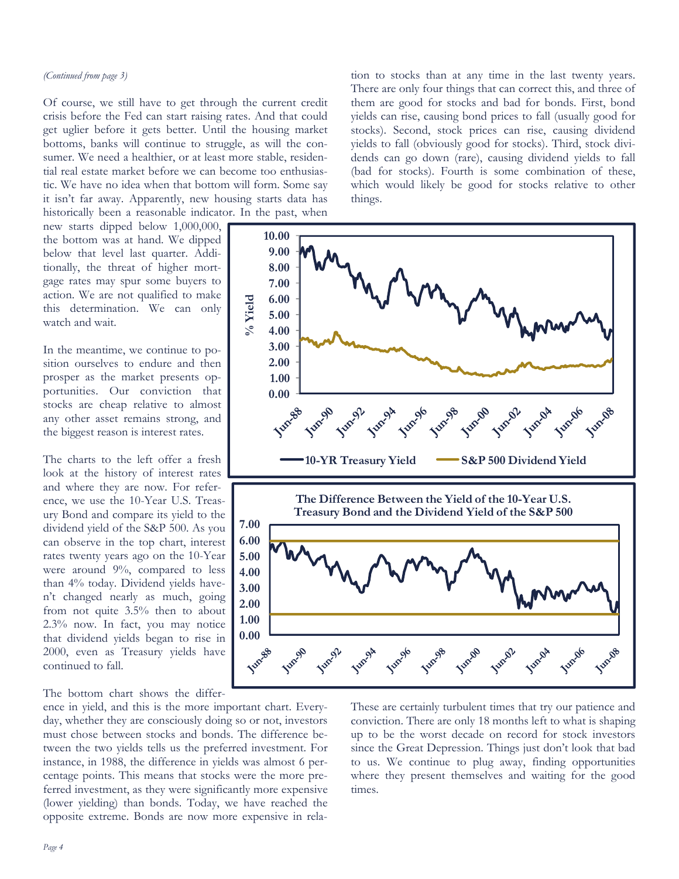*(Continued from page 3)*

Of course, we still have to get through the current credit crisis before the Fed can start raising rates. And that could get uglier before it gets better. Until the housing market bottoms, banks will continue to struggle, as will the consumer. We need a healthier, or at least more stable, residential real estate market before we can become too enthusiastic. We have no idea when that bottom will form. Some say it isn't far away. Apparently, new housing starts data has historically been a reasonable indicator. In the past, when new starts dipped below 1,000,000, the bottom was at hand. We dipped below that level last quarter. Additionally, the threat of higher mortgage rates may spur some buyers to action. We are not qualified to make this determination. We can only watch and wait.

In the meantime, we continue to position ourselves to endure and then prosper as the market presents opportunities. Our conviction that stocks are cheap relative to almost any other asset remains strong, and the biggest reason is interest rates.

The charts to the left offer a fresh look at the history of interest rates and where they are now. For reference, we use the 10-Year U.S. Treasury Bond and compare its yield to the dividend yield of the S&P 500. As you can observe in the top chart, interest rates twenty years ago on the 10-Year were around 9%, compared to less than 4% today. Dividend yields haven't changed nearly as much, going from not quite 3.5% then to about 2.3% now. In fact, you may notice that dividend yields began to rise in 2000, even as Treasury yields have continued to fall.

The bottom chart shows the difference in yield, and this is the more important chart. Everyday, whether they are consciously doing so or not, investors must chose between stocks and bonds. The difference between the two yields tells us the preferred investment. For instance, in 1988, the difference in yields was almost 6 percentage points. This means that stocks were the more preferred investment, as they were significantly more expensive (lower yielding) than bonds. Today, we have reached the opposite extreme. Bonds are now more expensive in relation to stocks than at any time in the last twenty years. There are only four things that can correct this, and three of them are good for stocks and bad for bonds. First, bond yields can rise, causing bond prices to fall (usually good for stocks). Second, stock prices can rise, causing dividend yields to fall (obviously good for stocks). Third, stock dividends can go down (rare), causing dividend yields to fall (bad for stocks). Fourth is some combination of these, which would likely be good for stocks relative to other things.

**The Difference Between the Yield of the 10-Year U.S. Treasury Bond and the Dividend Yield of the S&P 500**

These are certainly turbulent times that try our patience and conviction. There are only 18 months left to what is shaping up to be the worst decade on record for stock investors since the Great Depression. Things just don't look that bad to us. We continue to plug away, finding opportunities where they present themselves and waiting for the good times.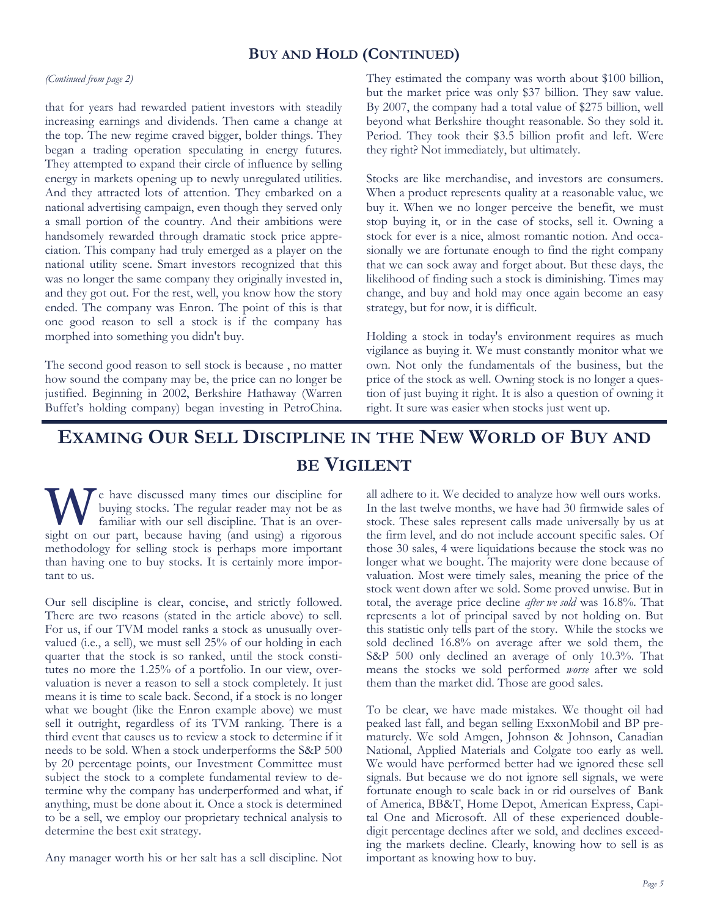## Buy and Hold (Continued)

*(Continued from page 2)*

that for years had rewarded patient investors with steadily increasing earnings and dividends. Then came a change at the top. The new regime craved bigger, bolder things. They began a trading operation speculating in energy futures. They attempted to expand their circle of influence by selling energy in markets opening up to newly unregulated utilities. And they attracted lots of attention. They embarked on a national advertising campaign, even though they served only a small portion of the country. And their ambitions were handsomely rewarded through dramatic stock price appreciation. This company had truly emerged as a player on the national utility scene. Smart investors recognized that this was no longer the same company they originally invested in, and they got out. For the rest, well, you know how the story ended. The company was Enron. The point of this is that one good reason to sell a stock is if the company has morphed into something you didn't buy.

The second good reason to sell stock is because , no matter how sound the company may be, the price can no longer be justified. Beginning in 2002, Berkshire Hathaway (Warren Buffet's holding company) began investing in PetroChina. They estimated the company was worth about $100 billion, but the market price was only $37 billion. They saw value. By 2007, the company had a total value of $275 billion, well beyond what Berkshire thought reasonable. So they sold it. Period. They took their $3.5 billion profit and left. Were they right? Not immediately, but ultimately.

Stocks are like merchandise, and investors are consumers. When a product represents quality at a reasonable value, we buy it. When we no longer perceive the benefit, we must stop buying it, or in the case of stocks, sell it. Owning a stock for ever is a nice, almost romantic notion. And occasionally we are fortunate enough to find the right company that we can sock away and forget about. But these days, the likelihood of finding such a stock is diminishing. Times may change, and buy and hold may once again become an easy strategy, but for now, it is difficult.

Holding a stock in today's environment requires as much vigilance as buying it. We must constantly monitor what we own. Not only the fundamentals of the business, but the price of the stock as well. Owning stock is no longer a question of just buying it right. It is also a question of owning it right. It sure was easier when stocks just went up.

# Examing Our Sell Discipline in the New World of Buy and be Vigilent

We have discussed many times our discipline for buying stocks. The regular reader may not be as familiar with our sell discipline. That is an oversight on our part, because having (and using) a rigorous methodology for selling stock is perhaps more important than having one to buy stocks. It is certainly more important to us.

Our sell discipline is clear, concise, and strictly followed. There are two reasons (stated in the article above) to sell. For us, if our TVM model ranks a stock as unusually overvalued (i.e., a sell), we must sell 25% of our holding in each quarter that the stock is so ranked, until the stock constitutes no more the 1.25% of a portfolio. In our view, overvaluation is never a reason to sell a stock completely. It just means it is time to scale back. Second, if a stock is no longer what we bought (like the Enron example above) we must sell it outright, regardless of its TVM ranking. There is a third event that causes us to review a stock to determine if it needs to be sold. When a stock underperforms the S&P 500 by 20 percentage points, our Investment Committee must subject the stock to a complete fundamental review to determine why the company has underperformed and what, if anything, must be done about it. Once a stock is determined to be a sell, we employ our proprietary technical analysis to determine the best exit strategy.

Any manager worth his or her salt has a sell discipline. Not all adhere to it. We decided to analyze how well ours works. In the last twelve months, we have had 30 firmwide sales of stock. These sales represent calls made universally by us at the firm level, and do not include account specific sales. Of those 30 sales, 4 were liquidations because the stock was no longer what we bought. The majority were done because of valuation. Most were timely sales, meaning the price of the stock went down after we sold. Some proved unwise. But in total, the average price decline *after we sold* was 16.8%. That represents a lot of principal saved by not holding on. But this statistic only tells part of the story. While the stocks we sold declined 16.8% on average after we sold them, the S&P 500 only declined an average of only 10.3%. That means the stocks we sold performed *worse* after we sold them than the market did. Those are good sales.

To be clear, we have made mistakes. We thought oil had peaked last fall, and began selling ExxonMobil and BP prematurely. We sold Amgen, Johnson & Johnson, Canadian National, Applied Materials and Colgate too early as well. We would have performed better had we ignored these sell signals. But because we do not ignore sell signals, we were fortunate enough to scale back in or rid ourselves of Bank of America, BB&T, Home Depot, American Express, Capital One and Microsoft. All of these experienced double-digit percentage declines after we sold, and declines exceeding the markets decline. Clearly, knowing how to sell is as important as knowing how to buy.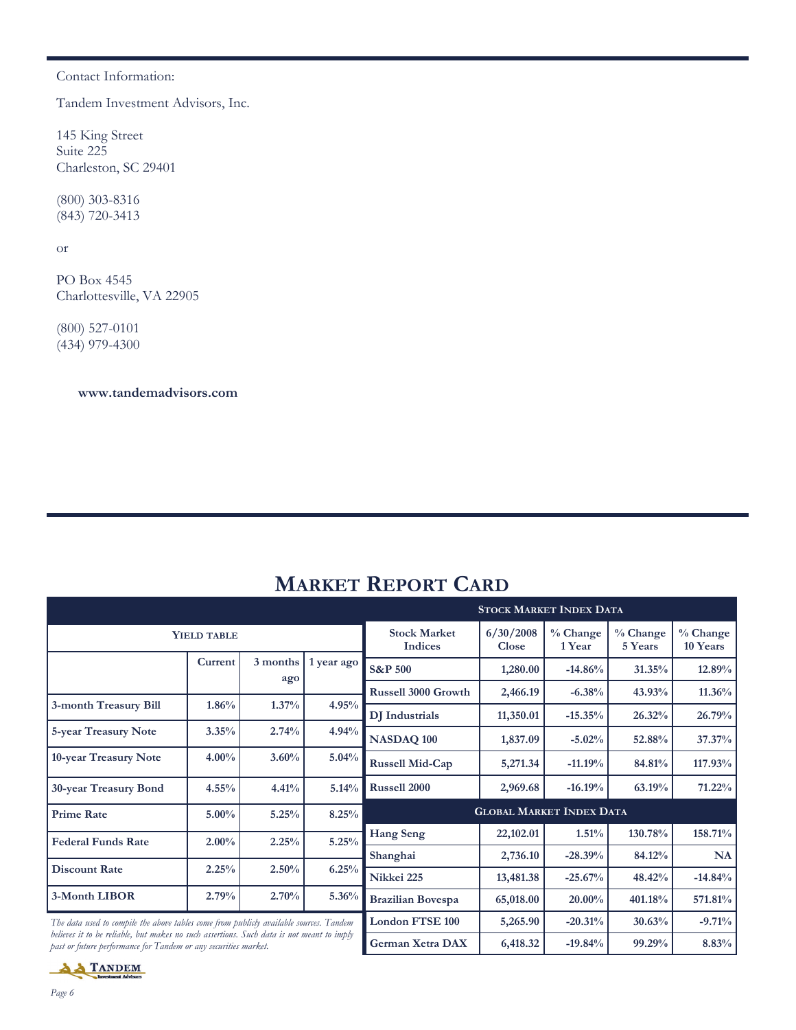Contact Information:

Tandem Investment Advisors, Inc.

145 King Street
Suite 225
Charleston, SC 29401

(800) 303-8316
(843) 720-3413

or

PO Box 4545
Charlottesville, VA 22905

(800) 527-0101
(434) 979-4300

**www.tandemadvisors.com**

# Market Report Card

| Yield Table | | | |
|---|---|---|---|
| | Current | 3 months ago | 1 year ago |
| **3-month Treasury Bill** | **1.86%** | **1.37%** | **4.95%** |
| **5-year Treasury Note** | **3.35%** | **2.74%** | **4.94%** |
| **10-year Treasury Note** | **4.00%** | **3.60%** | **5.04%** |
| **30-year Treasury Bond** | **4.55%** | **4.41%** | **5.14%** |
| **Prime Rate** | **5.00%** | **5.25%** | **8.25%** |
| **Federal Funds Rate** | **2.00%** | **2.25%** | **5.25%** |
| **Discount Rate** | **2.25%** | **2.50%** | **6.25%** |
| **3-Month LIBOR** | **2.79%** | **2.70%** | **5.36%** |

*The data used to compile the above tables come from publicly available sources. Tandem believes it to be reliable, but makes no such assertions. Such data is not meant to imply past or future performance for Tandem or any securities market.*

| Stock Market Index Data | | | | |
|---|---|---|---|---|
| Stock Market Indices | 6/30/2008 Close | % Change 1 Year | % Change 5 Years | % Change 10 Years |
| **S&P 500** | **1,280.00** | **-14.86%** | **31.35%** | **12.89%** |
| **Russell 3000 Growth** | **2,466.19** | **-6.38%** | **43.93%** | **11.36%** |
| **DJ Industrials** | **11,350.01** | **-15.35%** | **26.32%** | **26.79%** |
| **NASDAQ 100** | **1,837.09** | **-5.02%** | **52.88%** | **37.37%** |
| **Russell Mid-Cap** | **5,271.34** | **-11.19%** | **84.81%** | **117.93%** |
| **Russell 2000** | **2,969.68** | **-16.19%** | **63.19%** | **71.22%** |
| **Global Market Index Data** | | | | |
| **Hang Seng** | **22,102.01** | **1.51%** | **130.78%** | **158.71%** |
| **Shanghai** | **2,736.10** | **-28.39%** | **84.12%** | **NA** |
| **Nikkei 225** | **13,481.38** | **-25.67%** | **48.42%** | **-14.84%** |
| **Brazilian Bovespa** | **65,018.00** | **20.00%** | **401.18%** | **571.81%** |
| **London FTSE 100** | **5,265.90** | **-20.31%** | **30.63%** | **-9.71%** |
| **German Xetra DAX** | **6,418.32** | **-19.84%** | **99.29%** | **8.83%** |

TANDEM Investment Advisors